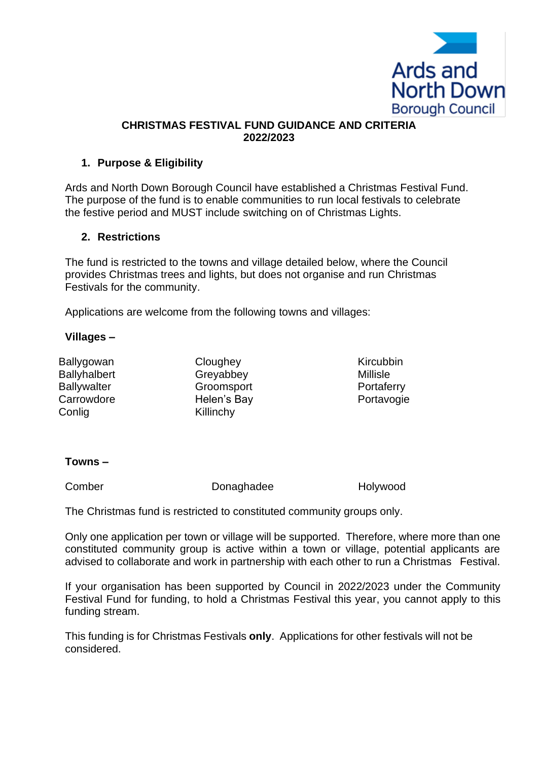Ards and North Down Borough Council

# CHRISTMAS FESTIVAL FUND GUIDANCE AND CRITERIA 2022/2023

## 1. Purpose & Eligibility

Ards and North Down Borough Council have established a Christmas Festival Fund. The purpose of the fund is to enable communities to run local festivals to celebrate the festive period and MUST include switching on of Christmas Lights.

## 2. Restrictions

The fund is restricted to the towns and village detailed below, where the Council provides Christmas trees and lights, but does not organise and run Christmas Festivals for the community.

Applications are welcome from the following towns and villages:

**Villages –**

- Ballygowan
- Ballyhalbert
- Ballywalter
- Carrowdore
- Conlig
- Cloughey
- Greyabbey
- Groomsport
- Helen's Bay
- Killinchy
- Kircubbin
- Millisle
- Portaferry
- Portavogie

**Towns –**

- Comber
- Donaghadee
- Holywood

The Christmas fund is restricted to constituted community groups only.

Only one application per town or village will be supported. Therefore, where more than one constituted community group is active within a town or village, potential applicants are advised to collaborate and work in partnership with each other to run a Christmas Festival.

If your organisation has been supported by Council in 2022/2023 under the Community Festival Fund for funding, to hold a Christmas Festival this year, you cannot apply to this funding stream.

This funding is for Christmas Festivals **only**. Applications for other festivals will not be considered.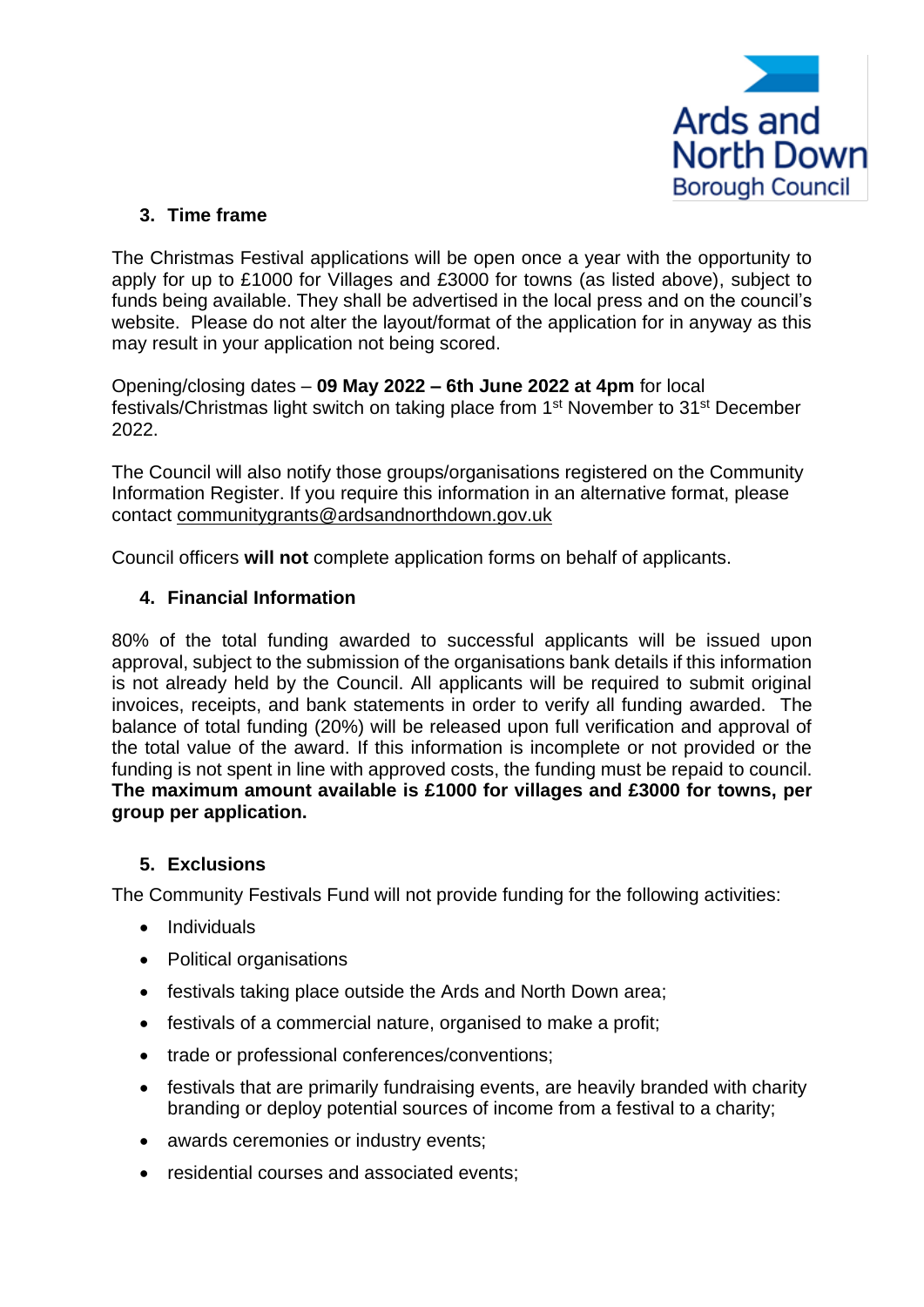### 3. Time frame

The Christmas Festival applications will be open once a year with the opportunity to apply for up to £1000 for Villages and £3000 for towns (as listed above), subject to funds being available. They shall be advertised in the local press and on the council's website. Please do not alter the layout/format of the application for in anyway as this may result in your application not being scored.

Opening/closing dates – **09 May 2022 – 6th June 2022 at 4pm** for local festivals/Christmas light switch on taking place from 1st November to 31st December 2022.

The Council will also notify those groups/organisations registered on the Community Information Register. If you require this information in an alternative format, please contact communitygrants@ardsandnorthdown.gov.uk

Council officers **will not** complete application forms on behalf of applicants.

### 4. Financial Information

80% of the total funding awarded to successful applicants will be issued upon approval, subject to the submission of the organisations bank details if this information is not already held by the Council. All applicants will be required to submit original invoices, receipts, and bank statements in order to verify all funding awarded. The balance of total funding (20%) will be released upon full verification and approval of the total value of the award. If this information is incomplete or not provided or the funding is not spent in line with approved costs, the funding must be repaid to council. **The maximum amount available is £1000 for villages and £3000 for towns, per group per application.**

### 5. Exclusions

The Community Festivals Fund will not provide funding for the following activities:

- Individuals
- Political organisations
- festivals taking place outside the Ards and North Down area;
- festivals of a commercial nature, organised to make a profit;
- trade or professional conferences/conventions;
- festivals that are primarily fundraising events, are heavily branded with charity branding or deploy potential sources of income from a festival to a charity;
- awards ceremonies or industry events;
- residential courses and associated events;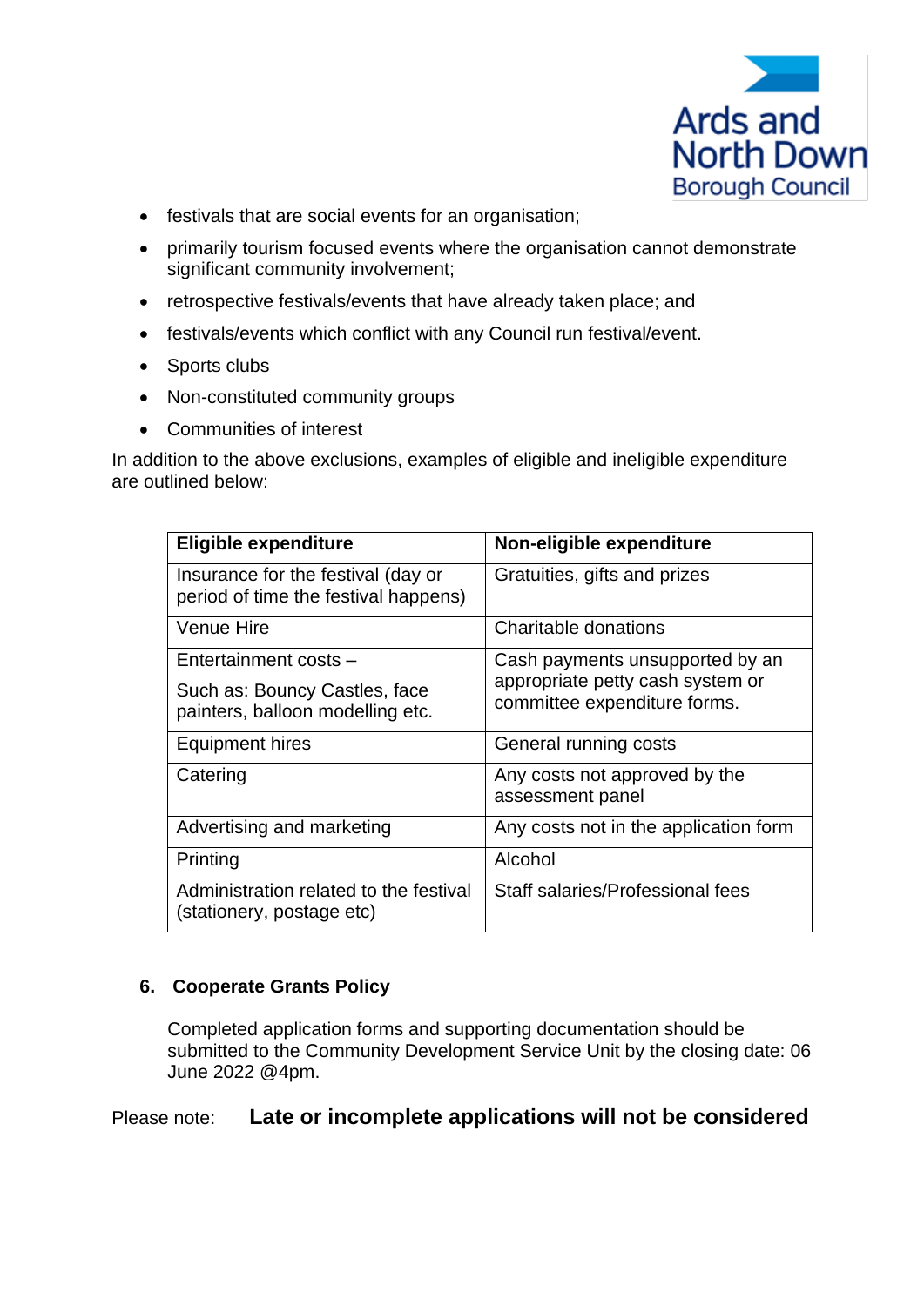- festivals that are social events for an organisation;
- primarily tourism focused events where the organisation cannot demonstrate significant community involvement;
- retrospective festivals/events that have already taken place; and
- festivals/events which conflict with any Council run festival/event.
- Sports clubs
- Non-constituted community groups
- Communities of interest

In addition to the above exclusions, examples of eligible and ineligible expenditure are outlined below:

| Eligible expenditure | Non-eligible expenditure |
|---|---|
| Insurance for the festival (day or period of time the festival happens) | Gratuities, gifts and prizes |
| Venue Hire | Charitable donations |
| Entertainment costs – Such as: Bouncy Castles, face painters, balloon modelling etc. | Cash payments unsupported by an appropriate petty cash system or committee expenditure forms. |
| Equipment hires | General running costs |
| Catering | Any costs not approved by the assessment panel |
| Advertising and marketing | Any costs not in the application form |
| Printing | Alcohol |
| Administration related to the festival (stationery, postage etc) | Staff salaries/Professional fees |

## 6. Cooperate Grants Policy

Completed application forms and supporting documentation should be submitted to the Community Development Service Unit by the closing date: 06 June 2022 @4pm.

Please note: **Late or incomplete applications will not be considered**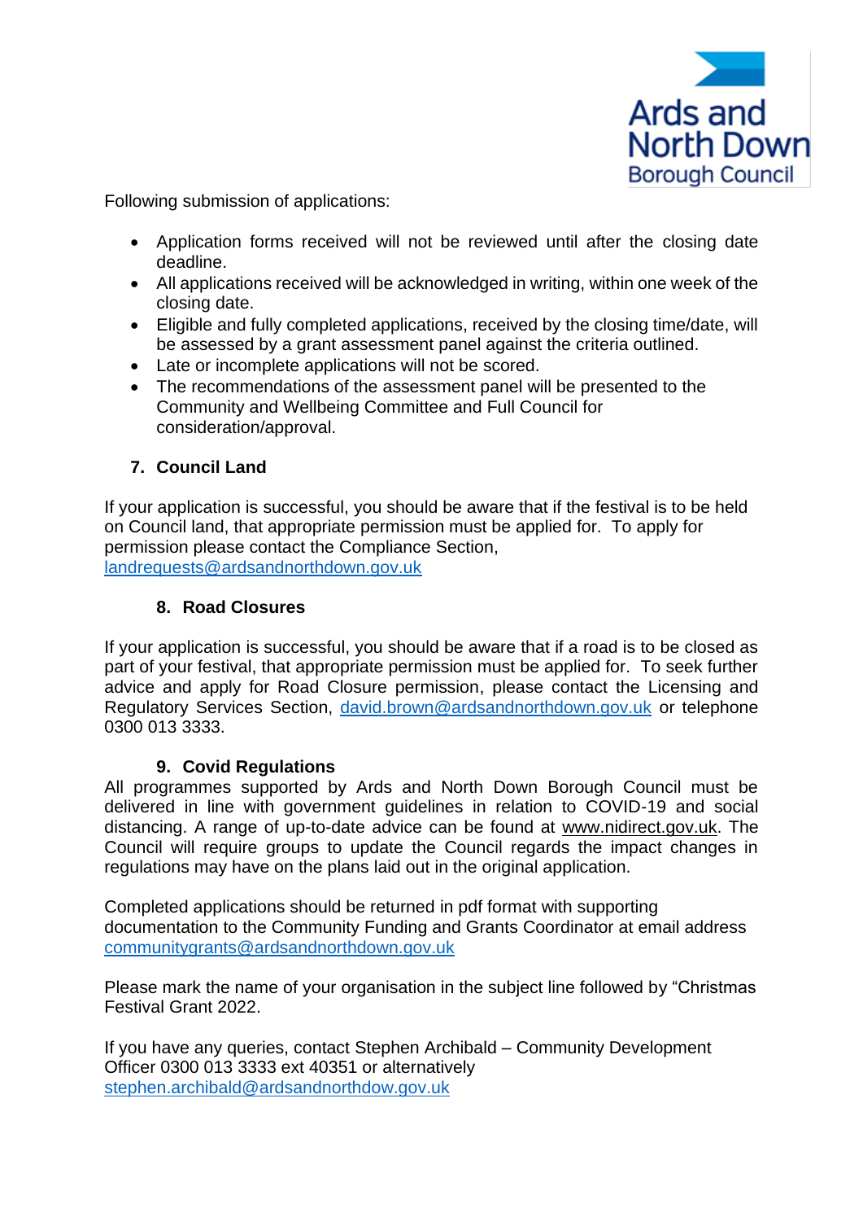Following submission of applications:

- Application forms received will not be reviewed until after the closing date deadline.
- All applications received will be acknowledged in writing, within one week of the closing date.
- Eligible and fully completed applications, received by the closing time/date, will be assessed by a grant assessment panel against the criteria outlined.
- Late or incomplete applications will not be scored.
- The recommendations of the assessment panel will be presented to the Community and Wellbeing Committee and Full Council for consideration/approval.

## 7. Council Land

If your application is successful, you should be aware that if the festival is to be held on Council land, that appropriate permission must be applied for. To apply for permission please contact the Compliance Section, landrequests@ardsandnorthdown.gov.uk

## 8. Road Closures

If your application is successful, you should be aware that if a road is to be closed as part of your festival, that appropriate permission must be applied for. To seek further advice and apply for Road Closure permission, please contact the Licensing and Regulatory Services Section, david.brown@ardsandnorthdown.gov.uk or telephone 0300 013 3333.

## 9. Covid Regulations

All programmes supported by Ards and North Down Borough Council must be delivered in line with government guidelines in relation to COVID-19 and social distancing. A range of up-to-date advice can be found at www.nidirect.gov.uk. The Council will require groups to update the Council regards the impact changes in regulations may have on the plans laid out in the original application.

Completed applications should be returned in pdf format with supporting documentation to the Community Funding and Grants Coordinator at email address communitygrants@ardsandnorthdown.gov.uk

Please mark the name of your organisation in the subject line followed by "Christmas Festival Grant 2022.

If you have any queries, contact Stephen Archibald – Community Development Officer 0300 013 3333 ext 40351 or alternatively stephen.archibald@ardsandnorthdow.gov.uk